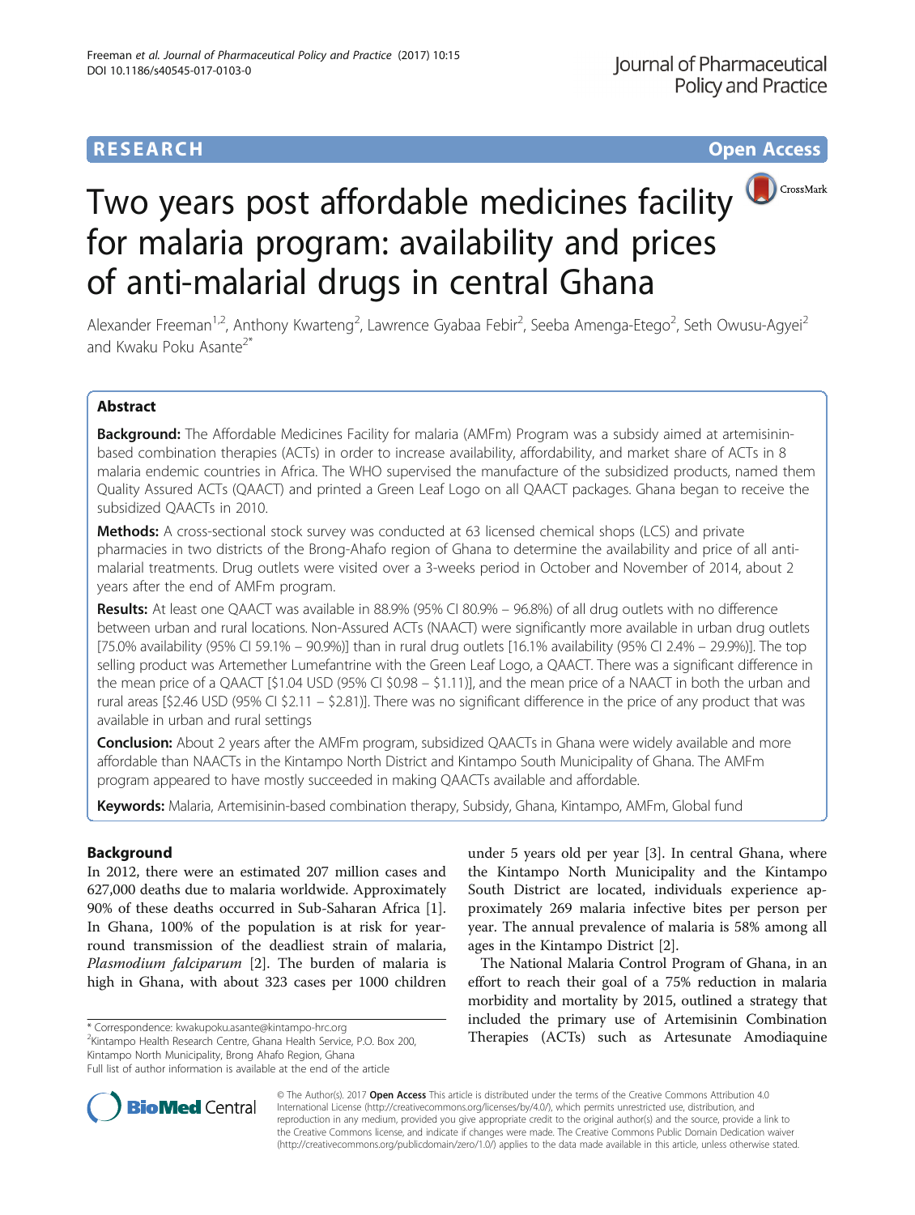**RESEARCH** **Open Access**

# Two years post affordable medicines facility for malaria program: availability and prices of anti-malarial drugs in central Ghana

Alexander Freeman[1,2], Anthony Kwarteng[2], Lawrence Gyabaa Febir[2], Seeba Amenga-Etego[2], Seth Owusu-Agyei[2] and Kwaku Poku Asante[2*]

## Abstract

**Background:** The Affordable Medicines Facility for malaria (AMFm) Program was a subsidy aimed at artemisinin-based combination therapies (ACTs) in order to increase availability, affordability, and market share of ACTs in 8 malaria endemic countries in Africa. The WHO supervised the manufacture of the subsidized products, named them Quality Assured ACTs (QAACT) and printed a Green Leaf Logo on all QAACT packages. Ghana began to receive the subsidized QAACTs in 2010.

**Methods:** A cross-sectional stock survey was conducted at 63 licensed chemical shops (LCS) and private pharmacies in two districts of the Brong-Ahafo region of Ghana to determine the availability and price of all anti-malarial treatments. Drug outlets were visited over a 3-weeks period in October and November of 2014, about 2 years after the end of AMFm program.

**Results:** At least one QAACT was available in 88.9% (95% CI 80.9% – 96.8%) of all drug outlets with no difference between urban and rural locations. Non-Assured ACTs (NAACT) were significantly more available in urban drug outlets [75.0% availability (95% CI 59.1% – 90.9%)] than in rural drug outlets [16.1% availability (95% CI 2.4% – 29.9%)]. The top selling product was Artemether Lumefantrine with the Green Leaf Logo, a QAACT. There was a significant difference in the mean price of a QAACT [$1.04 USD (95% CI $0.98 – $1.11)], and the mean price of a NAACT in both the urban and rural areas [$2.46 USD (95% CI $2.11 – $2.81)]. There was no significant difference in the price of any product that was available in urban and rural settings

**Conclusion:** About 2 years after the AMFm program, subsidized QAACTs in Ghana were widely available and more affordable than NAACTs in the Kintampo North District and Kintampo South Municipality of Ghana. The AMFm program appeared to have mostly succeeded in making QAACTs available and affordable.

**Keywords:** Malaria, Artemisinin-based combination therapy, Subsidy, Ghana, Kintampo, AMFm, Global fund

## Background

In 2012, there were an estimated 207 million cases and 627,000 deaths due to malaria worldwide. Approximately 90% of these deaths occurred in Sub-Saharan Africa [1]. In Ghana, 100% of the population is at risk for year-round transmission of the deadliest strain of malaria, *Plasmodium falciparum* [2]. The burden of malaria is high in Ghana, with about 323 cases per 1000 children under 5 years old per year [3]. In central Ghana, where the Kintampo North Municipality and the Kintampo South District are located, individuals experience approximately 269 malaria infective bites per person per year. The annual prevalence of malaria is 58% among all ages in the Kintampo District [2].

The National Malaria Control Program of Ghana, in an effort to reach their goal of a 75% reduction in malaria morbidity and mortality by 2015, outlined a strategy that included the primary use of Artemisinin Combination Therapies (ACTs) such as Artesunate Amodiaquine

\* Correspondence: kwakupoku.asante@kintampo-hrc.org
[2]Kintampo Health Research Centre, Ghana Health Service, P.O. Box 200, Kintampo North Municipality, Brong Ahafo Region, Ghana
Full list of author information is available at the end of the article

© The Author(s). 2017 **Open Access** This article is distributed under the terms of the Creative Commons Attribution 4.0 International License (http://creativecommons.org/licenses/by/4.0/), which permits unrestricted use, distribution, and reproduction in any medium, provided you give appropriate credit to the original author(s) and the source, provide a link to the Creative Commons license, and indicate if changes were made. The Creative Commons Public Domain Dedication waiver (http://creativecommons.org/publicdomain/zero/1.0/) applies to the data made available in this article, unless otherwise stated.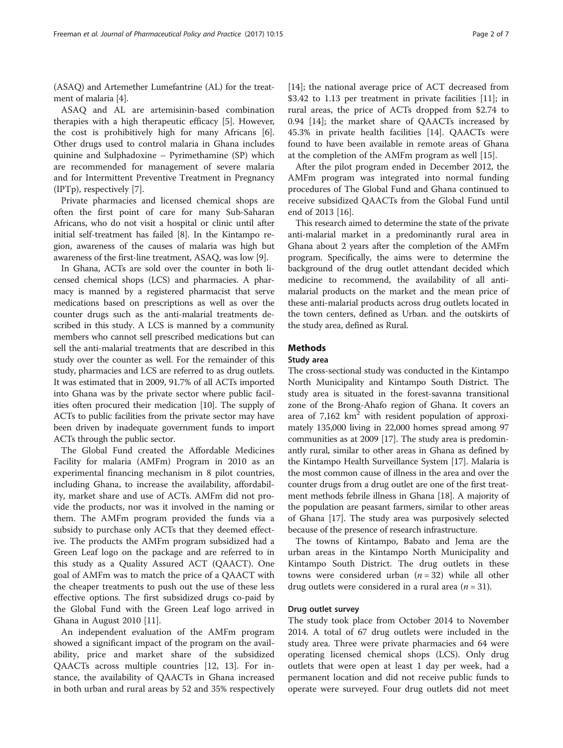(ASAQ) and Artemether Lumefantrine (AL) for the treatment of malaria [4].

ASAQ and AL are artemisinin-based combination therapies with a high therapeutic efficacy [5]. However, the cost is prohibitively high for many Africans [6]. Other drugs used to control malaria in Ghana includes quinine and Sulphadoxine – Pyrimethamine (SP) which are recommended for management of severe malaria and for Intermittent Preventive Treatment in Pregnancy (IPTp), respectively [7].

Private pharmacies and licensed chemical shops are often the first point of care for many Sub-Saharan Africans, who do not visit a hospital or clinic until after initial self-treatment has failed [8]. In the Kintampo region, awareness of the causes of malaria was high but awareness of the first-line treatment, ASAQ, was low [9].

In Ghana, ACTs are sold over the counter in both licensed chemical shops (LCS) and pharmacies. A pharmacy is manned by a registered pharmacist that serve medications based on prescriptions as well as over the counter drugs such as the anti-malarial treatments described in this study. A LCS is manned by a community members who cannot sell prescribed medications but can sell the anti-malarial treatments that are described in this study over the counter as well. For the remainder of this study, pharmacies and LCS are referred to as drug outlets. It was estimated that in 2009, 91.7% of all ACTs imported into Ghana was by the private sector where public facilities often procured their medication [10]. The supply of ACTs to public facilities from the private sector may have been driven by inadequate government funds to import ACTs through the public sector.

The Global Fund created the Affordable Medicines Facility for malaria (AMFm) Program in 2010 as an experimental financing mechanism in 8 pilot countries, including Ghana, to increase the availability, affordability, market share and use of ACTs. AMFm did not provide the products, nor was it involved in the naming or them. The AMFm program provided the funds via a subsidy to purchase only ACTs that they deemed effective. The products the AMFm program subsidized had a Green Leaf logo on the package and are referred to in this study as a Quality Assured ACT (QAACT). One goal of AMFm was to match the price of a QAACT with the cheaper treatments to push out the use of these less effective options. The first subsidized drugs co-paid by the Global Fund with the Green Leaf logo arrived in Ghana in August 2010 [11].

An independent evaluation of the AMFm program showed a significant impact of the program on the availability, price and market share of the subsidized QAACTs across multiple countries [12, 13]. For instance, the availability of QAACTs in Ghana increased in both urban and rural areas by 52 and 35% respectively [14]; the national average price of ACT decreased from \$3.42 to 1.13 per treatment in private facilities [11]; in rural areas, the price of ACTs dropped from \$2.74 to 0.94 [14]; the market share of QAACTs increased by 45.3% in private health facilities [14]. QAACTs were found to have been available in remote areas of Ghana at the completion of the AMFm program as well [15].

After the pilot program ended in December 2012, the AMFm program was integrated into normal funding procedures of The Global Fund and Ghana continued to receive subsidized QAACTs from the Global Fund until end of 2013 [16].

This research aimed to determine the state of the private anti-malarial market in a predominantly rural area in Ghana about 2 years after the completion of the AMFm program. Specifically, the aims were to determine the background of the drug outlet attendant decided which medicine to recommend, the availability of all anti-malarial products on the market and the mean price of these anti-malarial products across drug outlets located in the town centers, defined as Urban. and the outskirts of the study area, defined as Rural.

## Methods

### Study area

The cross-sectional study was conducted in the Kintampo North Municipality and Kintampo South District. The study area is situated in the forest-savanna transitional zone of the Brong-Ahafo region of Ghana. It covers an area of 7,162 km$^2$ with resident population of approximately 135,000 living in 22,000 homes spread among 97 communities as at 2009 [17]. The study area is predominantly rural, similar to other areas in Ghana as defined by the Kintampo Health Surveillance System [17]. Malaria is the most common cause of illness in the area and over the counter drugs from a drug outlet are one of the first treatment methods febrile illness in Ghana [18]. A majority of the population are peasant farmers, similar to other areas of Ghana [17]. The study area was purposively selected because of the presence of research infrastructure.

The towns of Kintampo, Babato and Jema are the urban areas in the Kintampo North Municipality and Kintampo South District. The drug outlets in these towns were considered urban ($n = 32$) while all other drug outlets were considered in a rural area ($n = 31$).

### Drug outlet survey

The study took place from October 2014 to November 2014. A total of 67 drug outlets were included in the study area. Three were private pharmacies and 64 were operating licensed chemical shops (LCS). Only drug outlets that were open at least 1 day per week, had a permanent location and did not receive public funds to operate were surveyed. Four drug outlets did not meet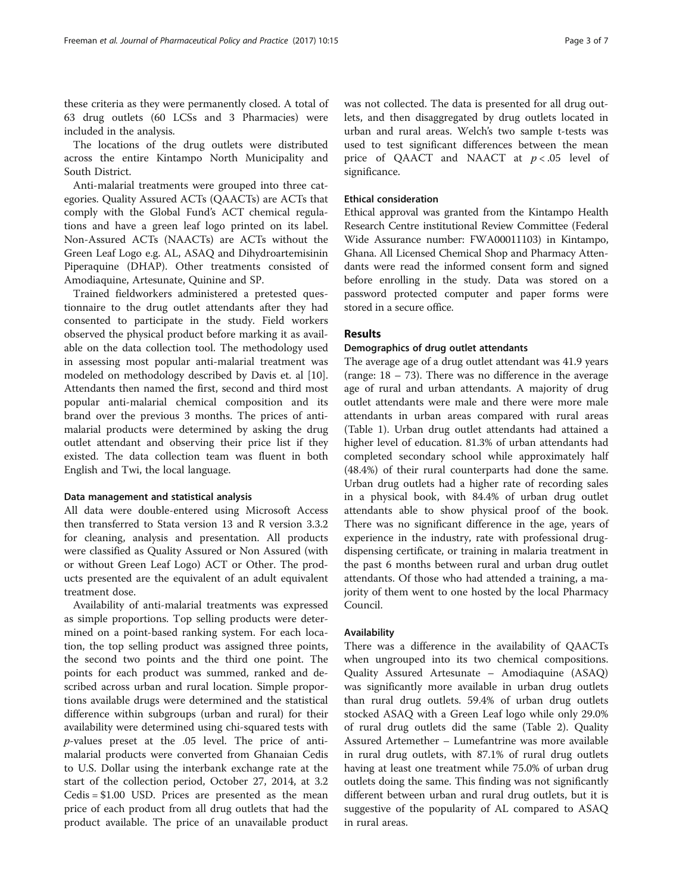these criteria as they were permanently closed. A total of 63 drug outlets (60 LCSs and 3 Pharmacies) were included in the analysis.

The locations of the drug outlets were distributed across the entire Kintampo North Municipality and South District.

Anti-malarial treatments were grouped into three categories. Quality Assured ACTs (QAACTs) are ACTs that comply with the Global Fund's ACT chemical regulations and have a green leaf logo printed on its label. Non-Assured ACTs (NAACTs) are ACTs without the Green Leaf Logo e.g. AL, ASAQ and Dihydroartemisinin Piperaquine (DHAP). Other treatments consisted of Amodiaquine, Artesunate, Quinine and SP.

Trained fieldworkers administered a pretested questionnaire to the drug outlet attendants after they had consented to participate in the study. Field workers observed the physical product before marking it as available on the data collection tool. The methodology used in assessing most popular anti-malarial treatment was modeled on methodology described by Davis et. al [10]. Attendants then named the first, second and third most popular anti-malarial chemical composition and its brand over the previous 3 months. The prices of anti-malarial products were determined by asking the drug outlet attendant and observing their price list if they existed. The data collection team was fluent in both English and Twi, the local language.

### Data management and statistical analysis

All data were double-entered using Microsoft Access then transferred to Stata version 13 and R version 3.3.2 for cleaning, analysis and presentation. All products were classified as Quality Assured or Non Assured (with or without Green Leaf Logo) ACT or Other. The products presented are the equivalent of an adult equivalent treatment dose.

Availability of anti-malarial treatments was expressed as simple proportions. Top selling products were determined on a point-based ranking system. For each location, the top selling product was assigned three points, the second two points and the third one point. The points for each product was summed, ranked and described across urban and rural location. Simple proportions available drugs were determined and the statistical difference within subgroups (urban and rural) for their availability were determined using chi-squared tests with *p*-values preset at the .05 level. The price of anti-malarial products were converted from Ghanaian Cedis to U.S. Dollar using the interbank exchange rate at the start of the collection period, October 27, 2014, at 3.2 Cedis = $1.00 USD. Prices are presented as the mean price of each product from all drug outlets that had the product available. The price of an unavailable product was not collected. The data is presented for all drug outlets, and then disaggregated by drug outlets located in urban and rural areas. Welch's two sample t-tests was used to test significant differences between the mean price of QAACT and NAACT at $p < .05$ level of significance.

### Ethical consideration

Ethical approval was granted from the Kintampo Health Research Centre institutional Review Committee (Federal Wide Assurance number: FWA00011103) in Kintampo, Ghana. All Licensed Chemical Shop and Pharmacy Attendants were read the informed consent form and signed before enrolling in the study. Data was stored on a password protected computer and paper forms were stored in a secure office.

## Results

### Demographics of drug outlet attendants

The average age of a drug outlet attendant was 41.9 years (range: 18 – 73). There was no difference in the average age of rural and urban attendants. A majority of drug outlet attendants were male and there were more male attendants in urban areas compared with rural areas (Table 1). Urban drug outlet attendants had attained a higher level of education. 81.3% of urban attendants had completed secondary school while approximately half (48.4%) of their rural counterparts had done the same. Urban drug outlets had a higher rate of recording sales in a physical book, with 84.4% of urban drug outlet attendants able to show physical proof of the book. There was no significant difference in the age, years of experience in the industry, rate with professional drug-dispensing certificate, or training in malaria treatment in the past 6 months between rural and urban drug outlet attendants. Of those who had attended a training, a majority of them went to one hosted by the local Pharmacy Council.

### Availability

There was a difference in the availability of QAACTs when ungrouped into its two chemical compositions. Quality Assured Artesunate – Amodiaquine (ASAQ) was significantly more available in urban drug outlets than rural drug outlets. 59.4% of urban drug outlets stocked ASAQ with a Green Leaf logo while only 29.0% of rural drug outlets did the same (Table 2). Quality Assured Artemether – Lumefantrine was more available in rural drug outlets, with 87.1% of rural drug outlets having at least one treatment while 75.0% of urban drug outlets doing the same. This finding was not significantly different between urban and rural drug outlets, but it is suggestive of the popularity of AL compared to ASAQ in rural areas.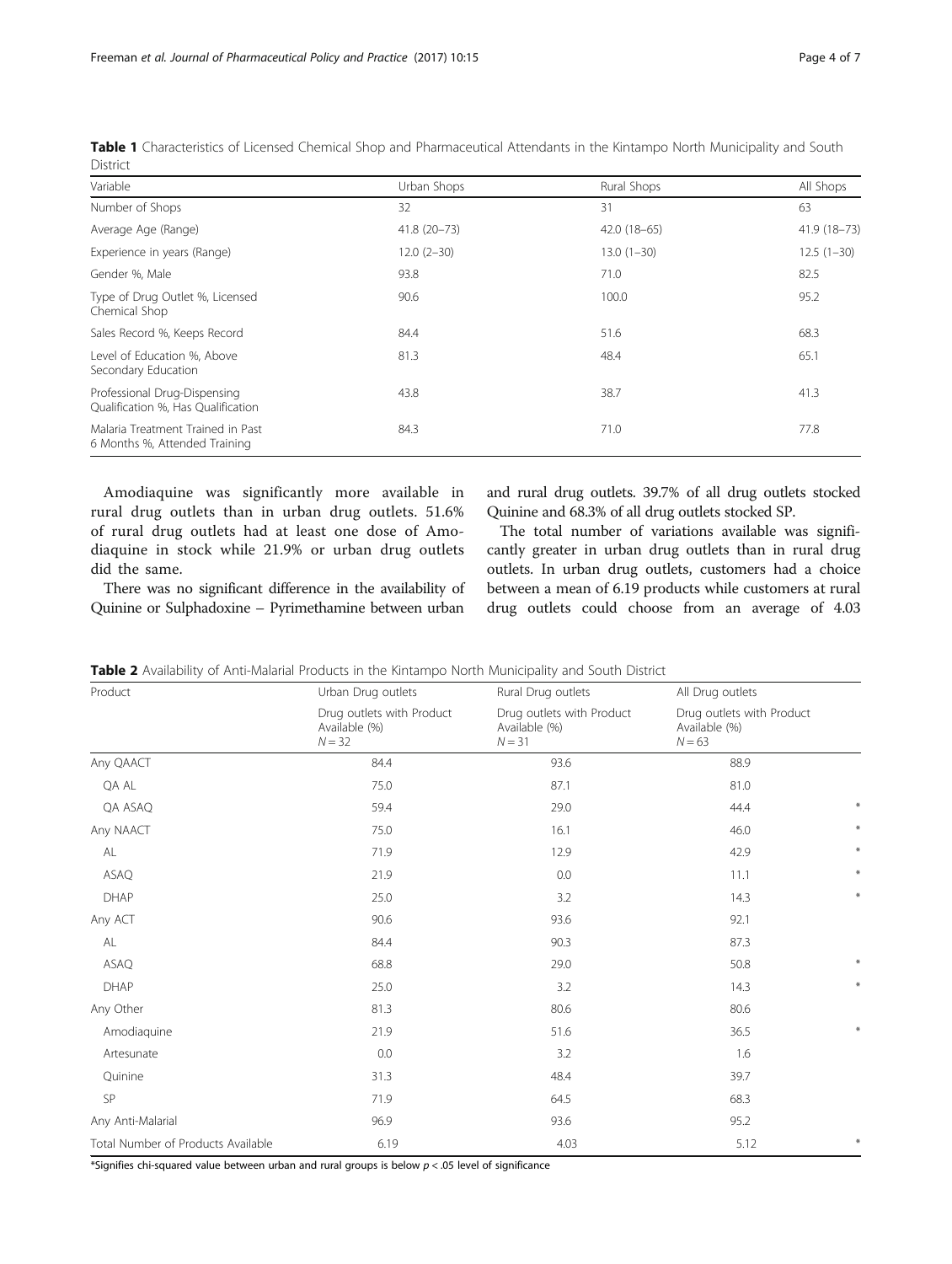**Table 1** Characteristics of Licensed Chemical Shop and Pharmaceutical Attendants in the Kintampo North Municipality and South District

| Variable | Urban Shops | Rural Shops | All Shops |
| --- | --- | --- | --- |
| Number of Shops | 32 | 31 | 63 |
| Average Age (Range) | 41.8 (20–73) | 42.0 (18–65) | 41.9 (18–73) |
| Experience in years (Range) | 12.0 (2–30) | 13.0 (1–30) | 12.5 (1–30) |
| Gender %, Male | 93.8 | 71.0 | 82.5 |
| Type of Drug Outlet %, Licensed Chemical Shop | 90.6 | 100.0 | 95.2 |
| Sales Record %, Keeps Record | 84.4 | 51.6 | 68.3 |
| Level of Education %, Above Secondary Education | 81.3 | 48.4 | 65.1 |
| Professional Drug-Dispensing Qualification %, Has Qualification | 43.8 | 38.7 | 41.3 |
| Malaria Treatment Trained in Past 6 Months %, Attended Training | 84.3 | 71.0 | 77.8 |

Amodiaquine was significantly more available in rural drug outlets than in urban drug outlets. 51.6% of rural drug outlets had at least one dose of Amodiaquine in stock while 21.9% or urban drug outlets did the same.

There was no significant difference in the availability of Quinine or Sulphadoxine – Pyrimethamine between urban and rural drug outlets. 39.7% of all drug outlets stocked Quinine and 68.3% of all drug outlets stocked SP.

The total number of variations available was significantly greater in urban drug outlets than in rural drug outlets. In urban drug outlets, customers had a choice between a mean of 6.19 products while customers at rural drug outlets could choose from an average of 4.03

**Table 2** Availability of Anti-Malarial Products in the Kintampo North Municipality and South District

| Product | Urban Drug outlets | Rural Drug outlets | All Drug outlets | |
| --- | --- | --- | --- | --- |
| | Drug outlets with Product Available (%) $N = 32$ | Drug outlets with Product Available (%) $N = 31$ | Drug outlets with Product Available (%) $N = 63$ | |
| Any QAACT | 84.4 | 93.6 | 88.9 | |
| QA AL | 75.0 | 87.1 | 81.0 | |
| QA ASAQ | 59.4 | 29.0 | 44.4 | * |
| Any NAACT | 75.0 | 16.1 | 46.0 | * |
| AL | 71.9 | 12.9 | 42.9 | * |
| ASAQ | 21.9 | 0.0 | 11.1 | * |
| DHAP | 25.0 | 3.2 | 14.3 | * |
| Any ACT | 90.6 | 93.6 | 92.1 | |
| AL | 84.4 | 90.3 | 87.3 | |
| ASAQ | 68.8 | 29.0 | 50.8 | * |
| DHAP | 25.0 | 3.2 | 14.3 | * |
| Any Other | 81.3 | 80.6 | 80.6 | |
| Amodiaquine | 21.9 | 51.6 | 36.5 | * |
| Artesunate | 0.0 | 3.2 | 1.6 | |
| Quinine | 31.3 | 48.4 | 39.7 | |
| SP | 71.9 | 64.5 | 68.3 | |
| Any Anti-Malarial | 96.9 | 93.6 | 95.2 | |
| Total Number of Products Available | 6.19 | 4.03 | 5.12 | * |

*Signifies chi-squared value between urban and rural groups is below $p < .05$ level of significance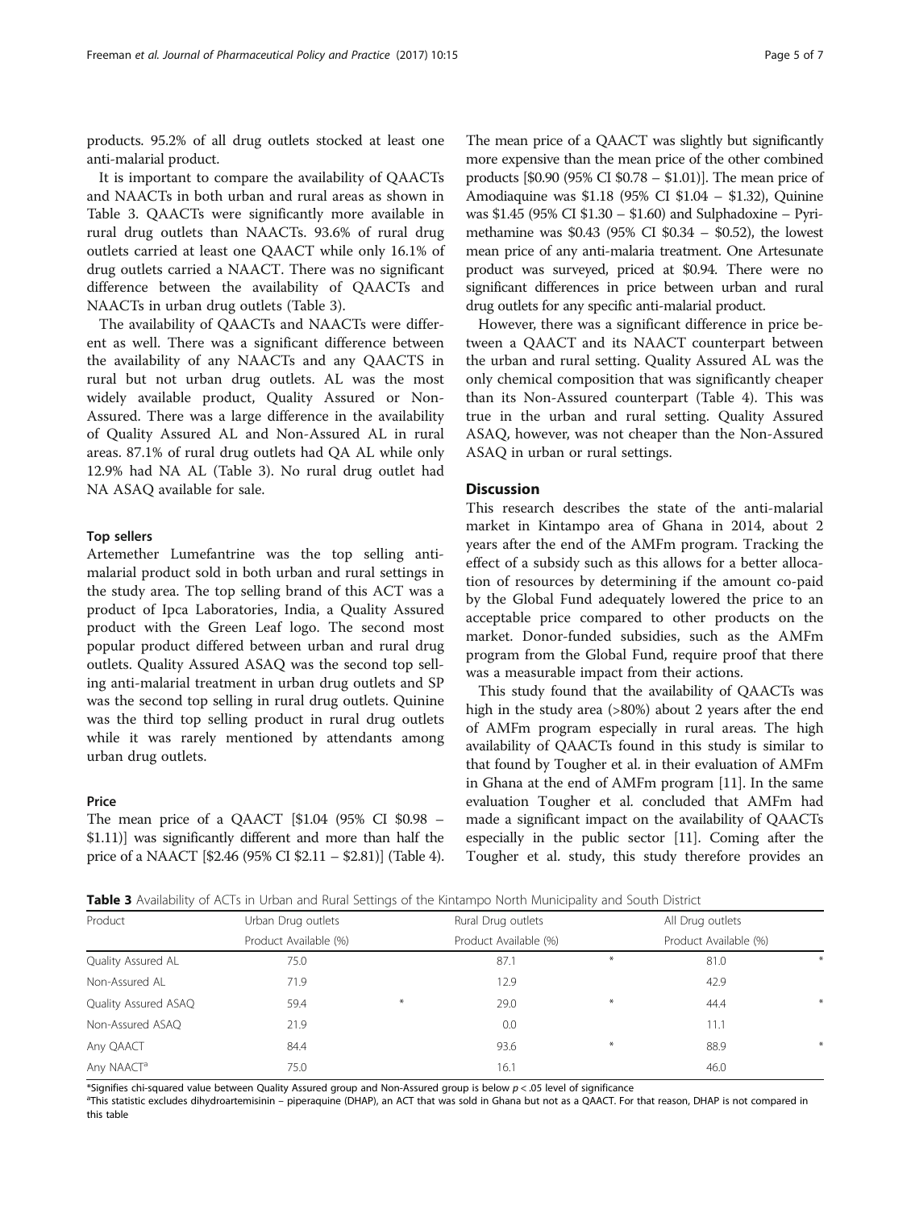products. 95.2% of all drug outlets stocked at least one anti-malarial product.

It is important to compare the availability of QAACTs and NAACTs in both urban and rural areas as shown in Table 3. QAACTs were significantly more available in rural drug outlets than NAACTs. 93.6% of rural drug outlets carried at least one QAACT while only 16.1% of drug outlets carried a NAACT. There was no significant difference between the availability of QAACTs and NAACTs in urban drug outlets (Table 3).

The availability of QAACTs and NAACTs were different as well. There was a significant difference between the availability of any NAACTs and any QAACTS in rural but not urban drug outlets. AL was the most widely available product, Quality Assured or Non-Assured. There was a large difference in the availability of Quality Assured AL and Non-Assured AL in rural areas. 87.1% of rural drug outlets had QA AL while only 12.9% had NA AL (Table 3). No rural drug outlet had NA ASAQ available for sale.

### Top sellers

Artemether Lumefantrine was the top selling anti-malarial product sold in both urban and rural settings in the study area. The top selling brand of this ACT was a product of Ipca Laboratories, India, a Quality Assured product with the Green Leaf logo. The second most popular product differed between urban and rural drug outlets. Quality Assured ASAQ was the second top selling anti-malarial treatment in urban drug outlets and SP was the second top selling in rural drug outlets. Quinine was the third top selling product in rural drug outlets while it was rarely mentioned by attendants among urban drug outlets.

### Price

The mean price of a QAACT [\$1.04 (95% CI \$0.98 – \$1.11)] was significantly different and more than half the price of a NAACT [\$2.46 (95% CI \$2.11 – \$2.81)] (Table 4). The mean price of a QAACT was slightly but significantly more expensive than the mean price of the other combined products [\$0.90 (95% CI \$0.78 – \$1.01)]. The mean price of Amodiaquine was \$1.18 (95% CI \$1.04 – \$1.32), Quinine was \$1.45 (95% CI \$1.30 – \$1.60) and Sulphadoxine – Pyrimethamine was \$0.43 (95% CI \$0.34 – \$0.52), the lowest mean price of any anti-malaria treatment. One Artesunate product was surveyed, priced at \$0.94. There were no significant differences in price between urban and rural drug outlets for any specific anti-malarial product.

However, there was a significant difference in price between a QAACT and its NAACT counterpart between the urban and rural setting. Quality Assured AL was the only chemical composition that was significantly cheaper than its Non-Assured counterpart (Table 4). This was true in the urban and rural setting. Quality Assured ASAQ, however, was not cheaper than the Non-Assured ASAQ in urban or rural settings.

## Discussion

This research describes the state of the anti-malarial market in Kintampo area of Ghana in 2014, about 2 years after the end of the AMFm program. Tracking the effect of a subsidy such as this allows for a better allocation of resources by determining if the amount co-paid by the Global Fund adequately lowered the price to an acceptable price compared to other products on the market. Donor-funded subsidies, such as the AMFm program from the Global Fund, require proof that there was a measurable impact from their actions.

This study found that the availability of QAACTs was high in the study area (>80%) about 2 years after the end of AMFm program especially in rural areas. The high availability of QAACTs found in this study is similar to that found by Tougher et al. in their evaluation of AMFm in Ghana at the end of AMFm program [11]. In the same evaluation Tougher et al. concluded that AMFm had made a significant impact on the availability of QAACTs especially in the public sector [11]. Coming after the Tougher et al. study, this study therefore provides an

**Table 3** Availability of ACTs in Urban and Rural Settings of the Kintampo North Municipality and South District

| Product | Urban Drug outlets | | Rural Drug outlets | | All Drug outlets | |
|---|---|---|---|---|---|---|
| | Product Available (%) | | Product Available (%) | | Product Available (%) | |
| Quality Assured AL | 75.0 | | 87.1 | * | 81.0 | * |
| Non-Assured AL | 71.9 | | 12.9 | | 42.9 | |
| Quality Assured ASAQ | 59.4 | * | 29.0 | * | 44.4 | * |
| Non-Assured ASAQ | 21.9 | | 0.0 | | 11.1 | |
| Any QAACT | 84.4 | | 93.6 | * | 88.9 | * |
| Any NAACT[a] | 75.0 | | 16.1 | | 46.0 | |

*Signifies chi-squared value between Quality Assured group and Non-Assured group is below $p < .05$ level of significance

[a]This statistic excludes dihydroartemisinin – piperaquine (DHAP), an ACT that was sold in Ghana but not as a QAACT. For that reason, DHAP is not compared in this table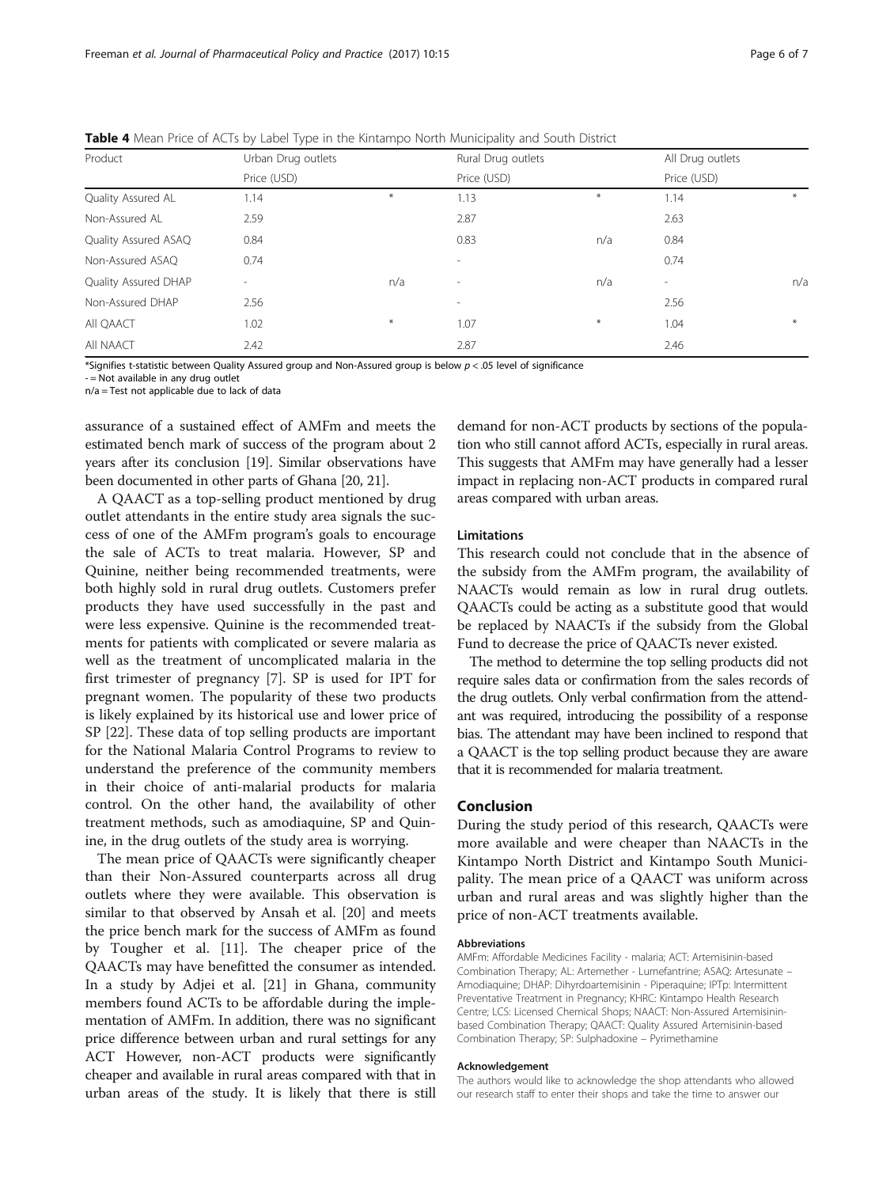**Table 4** Mean Price of ACTs by Label Type in the Kintampo North Municipality and South District

| Product | Urban Drug outlets | | Rural Drug outlets | | All Drug outlets | |
|---|---|---|---|---|---|---|
| | Price (USD) | | Price (USD) | | Price (USD) | |
| Quality Assured AL | 1.14 | * | 1.13 | * | 1.14 | * |
| Non-Assured AL | 2.59 | | 2.87 | | 2.63 | |
| Quality Assured ASAQ | 0.84 | | 0.83 | n/a | 0.84 | |
| Non-Assured ASAQ | 0.74 | | - | | 0.74 | |
| Quality Assured DHAP | - | n/a | - | n/a | - | n/a |
| Non-Assured DHAP | 2.56 | | - | | 2.56 | |
| All QAACT | 1.02 | * | 1.07 | * | 1.04 | * |
| All NAACT | 2.42 | | 2.87 | | 2.46 | |

*Signifies t-statistic between Quality Assured group and Non-Assured group is below $p < .05$ level of significance
- = Not available in any drug outlet
n/a = Test not applicable due to lack of data

assurance of a sustained effect of AMFm and meets the estimated bench mark of success of the program about 2 years after its conclusion [19]. Similar observations have been documented in other parts of Ghana [20, 21].

A QAACT as a top-selling product mentioned by drug outlet attendants in the entire study area signals the success of one of the AMFm program's goals to encourage the sale of ACTs to treat malaria. However, SP and Quinine, neither being recommended treatments, were both highly sold in rural drug outlets. Customers prefer products they have used successfully in the past and were less expensive. Quinine is the recommended treatments for patients with complicated or severe malaria as well as the treatment of uncomplicated malaria in the first trimester of pregnancy [7]. SP is used for IPT for pregnant women. The popularity of these two products is likely explained by its historical use and lower price of SP [22]. These data of top selling products are important for the National Malaria Control Programs to review to understand the preference of the community members in their choice of anti-malarial products for malaria control. On the other hand, the availability of other treatment methods, such as amodiaquine, SP and Quinine, in the drug outlets of the study area is worrying.

The mean price of QAACTs were significantly cheaper than their Non-Assured counterparts across all drug outlets where they were available. This observation is similar to that observed by Ansah et al. [20] and meets the price bench mark for the success of AMFm as found by Tougher et al. [11]. The cheaper price of the QAACTs may have benefitted the consumer as intended. In a study by Adjei et al. [21] in Ghana, community members found ACTs to be affordable during the implementation of AMFm. In addition, there was no significant price difference between urban and rural settings for any ACT However, non-ACT products were significantly cheaper and available in rural areas compared with that in urban areas of the study. It is likely that there is still demand for non-ACT products by sections of the population who still cannot afford ACTs, especially in rural areas. This suggests that AMFm may have generally had a lesser impact in replacing non-ACT products in compared rural areas compared with urban areas.

### Limitations

This research could not conclude that in the absence of the subsidy from the AMFm program, the availability of NAACTs would remain as low in rural drug outlets. QAACTs could be acting as a substitute good that would be replaced by NAACTs if the subsidy from the Global Fund to decrease the price of QAACTs never existed.

The method to determine the top selling products did not require sales data or confirmation from the sales records of the drug outlets. Only verbal confirmation from the attendant was required, introducing the possibility of a response bias. The attendant may have been inclined to respond that a QAACT is the top selling product because they are aware that it is recommended for malaria treatment.

## Conclusion

During the study period of this research, QAACTs were more available and were cheaper than NAACTs in the Kintampo North District and Kintampo South Municipality. The mean price of a QAACT was uniform across urban and rural areas and was slightly higher than the price of non-ACT treatments available.

#### Abbreviations

AMFm: Affordable Medicines Facility - malaria; ACT: Artemisinin-based Combination Therapy; AL: Artemether - Lumefantrine; ASAQ: Artesunate – Amodiaquine; DHAP: Dihyrdoartemisinin - Piperaquine; IPTp: Intermittent Preventative Treatment in Pregnancy; KHRC: Kintampo Health Research Centre; LCS: Licensed Chemical Shops; NAACT: Non-Assured Artemisinin-based Combination Therapy; QAACT: Quality Assured Artemisinin-based Combination Therapy; SP: Sulphadoxine – Pyrimethamine

#### Acknowledgement

The authors would like to acknowledge the shop attendants who allowed our research staff to enter their shops and take the time to answer our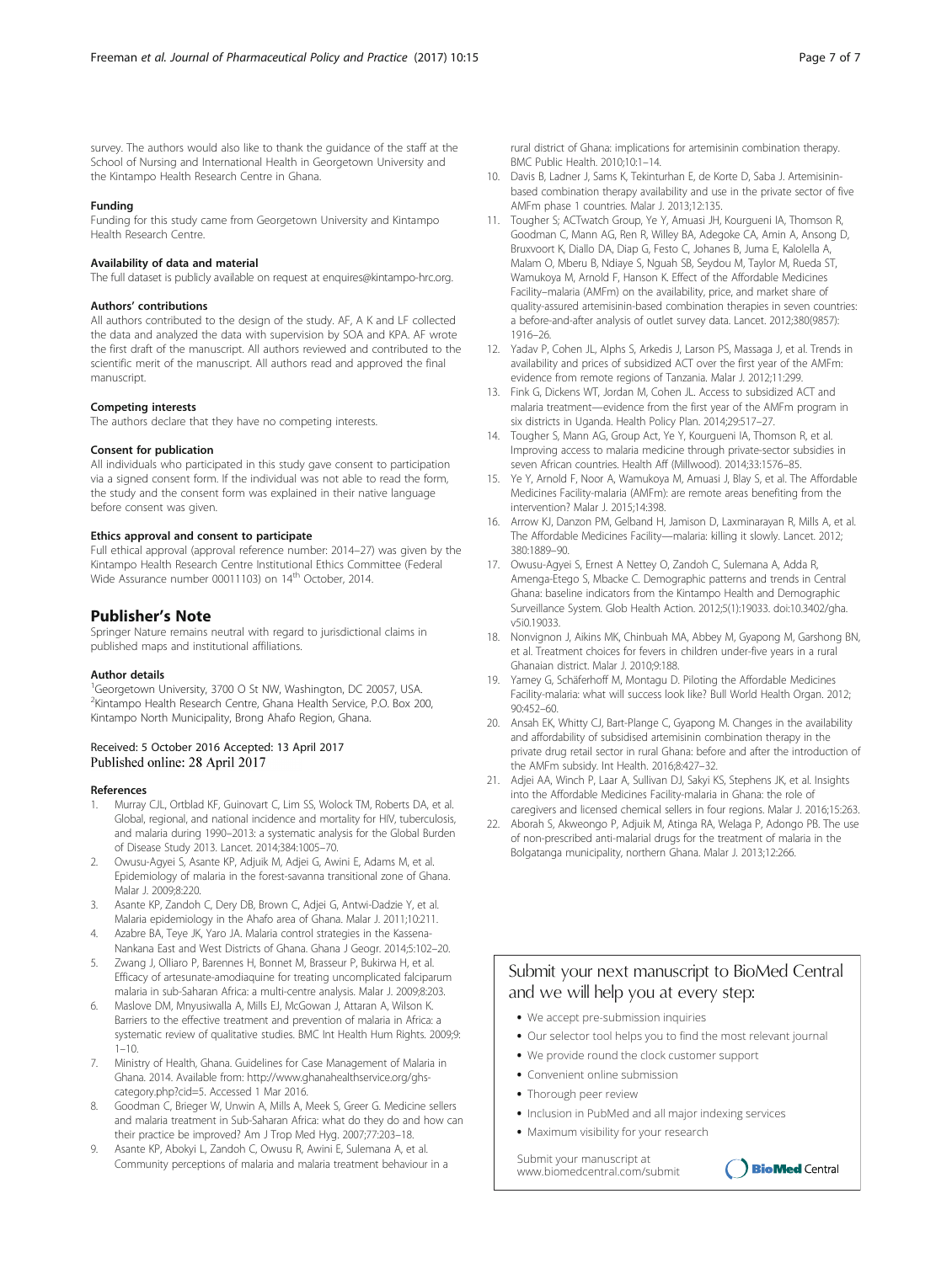survey. The authors would also like to thank the guidance of the staff at the School of Nursing and International Health in Georgetown University and the Kintampo Health Research Centre in Ghana.

#### Funding

Funding for this study came from Georgetown University and Kintampo Health Research Centre.

#### Availability of data and material

The full dataset is publicly available on request at enquires@kintampo-hrc.org.

#### Authors' contributions

All authors contributed to the design of the study. AF, A K and LF collected the data and analyzed the data with supervision by SOA and KPA. AF wrote the first draft of the manuscript. All authors reviewed and contributed to the scientific merit of the manuscript. All authors read and approved the final manuscript.

#### Competing interests

The authors declare that they have no competing interests.

#### Consent for publication

All individuals who participated in this study gave consent to participation via a signed consent form. If the individual was not able to read the form, the study and the consent form was explained in their native language before consent was given.

#### Ethics approval and consent to participate

Full ethical approval (approval reference number: 2014–27) was given by the Kintampo Health Research Centre Institutional Ethics Committee (Federal Wide Assurance number 00011103) on 14th October, 2014.

## Publisher's Note

Springer Nature remains neutral with regard to jurisdictional claims in published maps and institutional affiliations.

#### Author details

[1]Georgetown University, 3700 O St NW, Washington, DC 20057, USA. [2]Kintampo Health Research Centre, Ghana Health Service, P.O. Box 200, Kintampo North Municipality, Brong Ahafo Region, Ghana.

Received: 5 October 2016 Accepted: 13 April 2017
Published online: 28 April 2017

#### References

1. Murray CJL, Ortblad KF, Guinovart C, Lim SS, Wolock TM, Roberts DA, et al. Global, regional, and national incidence and mortality for HIV, tuberculosis, and malaria during 1990–2013: a systematic analysis for the Global Burden of Disease Study 2013. Lancet. 2014;384:1005–70.
2. Owusu-Agyei S, Asante KP, Adjuik M, Adjei G, Awini E, Adams M, et al. Epidemiology of malaria in the forest-savanna transitional zone of Ghana. Malar J. 2009;8:220.
3. Asante KP, Zandoh C, Dery DB, Brown C, Adjei G, Antwi-Dadzie Y, et al. Malaria epidemiology in the Ahafo area of Ghana. Malar J. 2011;10:211.
4. Azabre BA, Teye JK, Yaro JA. Malaria control strategies in the Kassena-Nankana East and West Districts of Ghana. Ghana J Geogr. 2014;5:102–20.
5. Zwang J, Olliaro P, Barennes H, Bonnet M, Brasseur P, Bukirwa H, et al. Efficacy of artesunate-amodiaquine for treating uncomplicated falciparum malaria in sub-Saharan Africa: a multi-centre analysis. Malar J. 2009;8:203.
6. Maslove DM, Mnyusiwalla A, Mills EJ, McGowan J, Attaran A, Wilson K. Barriers to the effective treatment and prevention of malaria in Africa: a systematic review of qualitative studies. BMC Int Health Hum Rights. 2009;9:1–10.
7. Ministry of Health, Ghana. Guidelines for Case Management of Malaria in Ghana. 2014. Available from: http://www.ghanahealthservice.org/ghs-category.php?cid=5. Accessed 1 Mar 2016.
8. Goodman C, Brieger W, Unwin A, Mills A, Meek S, Greer G. Medicine sellers and malaria treatment in Sub-Saharan Africa: what do they do and how can their practice be improved? Am J Trop Med Hyg. 2007;77:203–18.
9. Asante KP, Abokyi L, Zandoh C, Owusu R, Awini E, Sulemana A, et al. Community perceptions of malaria and malaria treatment behaviour in a rural district of Ghana: implications for artemisinin combination therapy. BMC Public Health. 2010;10:1–14.
10. Davis B, Ladner J, Sams K, Tekinturhan E, de Korte D, Saba J. Artemisinin-based combination therapy availability and use in the private sector of five AMFm phase 1 countries. Malar J. 2013;12:135.
11. Tougher S; ACTwatch Group, Ye Y, Amuasi JH, Kourgueni IA, Thomson R, Goodman C, Mann AG, Ren R, Willey BA, Adegoke CA, Amin A, Ansong D, Bruxvoort K, Diallo DA, Diap G, Festo C, Johanes B, Juma E, Kalolella A, Malam O, Mberu B, Ndiaye S, Nguah SB, Seydou M, Taylor M, Rueda ST, Wamukoya M, Arnold F, Hanson K. Effect of the Affordable Medicines Facility–malaria (AMFm) on the availability, price, and market share of quality-assured artemisinin-based combination therapies in seven countries: a before-and-after analysis of outlet survey data. Lancet. 2012;380(9857):1916–26.
12. Yadav P, Cohen JL, Alphs S, Arkedis J, Larson PS, Massaga J, et al. Trends in availability and prices of subsidized ACT over the first year of the AMFm: evidence from remote regions of Tanzania. Malar J. 2012;11:299.
13. Fink G, Dickens WT, Jordan M, Cohen JL. Access to subsidized ACT and malaria treatment—evidence from the first year of the AMFm program in six districts in Uganda. Health Policy Plan. 2014;29:517–27.
14. Tougher S, Mann AG, Group Act, Ye Y, Kourgueni IA, Thomson R, et al. Improving access to malaria medicine through private-sector subsidies in seven African countries. Health Aff (Millwood). 2014;33:1576–85.
15. Ye Y, Arnold F, Noor A, Wamukoya M, Amuasi J, Blay S, et al. The Affordable Medicines Facility-malaria (AMFm): are remote areas benefiting from the intervention? Malar J. 2015;14:398.
16. Arrow KJ, Danzon PM, Gelband H, Jamison D, Laxminarayan R, Mills A, et al. The Affordable Medicines Facility—malaria: killing it slowly. Lancet. 2012;380:1889–90.
17. Owusu-Agyei S, Ernest A Nettey O, Zandoh C, Sulemana A, Adda R, Amenga-Etego S, Mbacke C. Demographic patterns and trends in Central Ghana: baseline indicators from the Kintampo Health and Demographic Surveillance System. Glob Health Action. 2012;5(1):19033. doi:10.3402/gha.v5i0.19033.
18. Nonvignon J, Aikins MK, Chinbuah MA, Abbey M, Gyapong M, Garshong BN, et al. Treatment choices for fevers in children under-five years in a rural Ghanaian district. Malar J. 2010;9:188.
19. Yamey G, Schäferhoff M, Montagu D. Piloting the Affordable Medicines Facility-malaria: what will success look like? Bull World Health Organ. 2012;90:452–60.
20. Ansah EK, Whitty CJ, Bart-Plange C, Gyapong M. Changes in the availability and affordability of subsidised artemisinin combination therapy in the private drug retail sector in rural Ghana: before and after the introduction of the AMFm subsidy. Int Health. 2016;8:427–32.
21. Adjei AA, Winch P, Laar A, Sullivan DJ, Sakyi KS, Stephens JK, et al. Insights into the Affordable Medicines Facility-malaria in Ghana: the role of caregivers and licensed chemical sellers in four regions. Malar J. 2016;15:263.
22. Aborah S, Akweongo P, Adjuik M, Atinga RA, Welaga P, Adongo PB. The use of non-prescribed anti-malarial drugs for the treatment of malaria in the Bolgatanga municipality, northern Ghana. Malar J. 2013;12:266.

Submit your next manuscript to BioMed Central and we will help you at every step:

- We accept pre-submission inquiries
- Our selector tool helps you to find the most relevant journal
- We provide round the clock customer support
- Convenient online submission
- Thorough peer review
- Inclusion in PubMed and all major indexing services
- Maximum visibility for your research

Submit your manuscript at www.biomedcentral.com/submit

BioMed Central